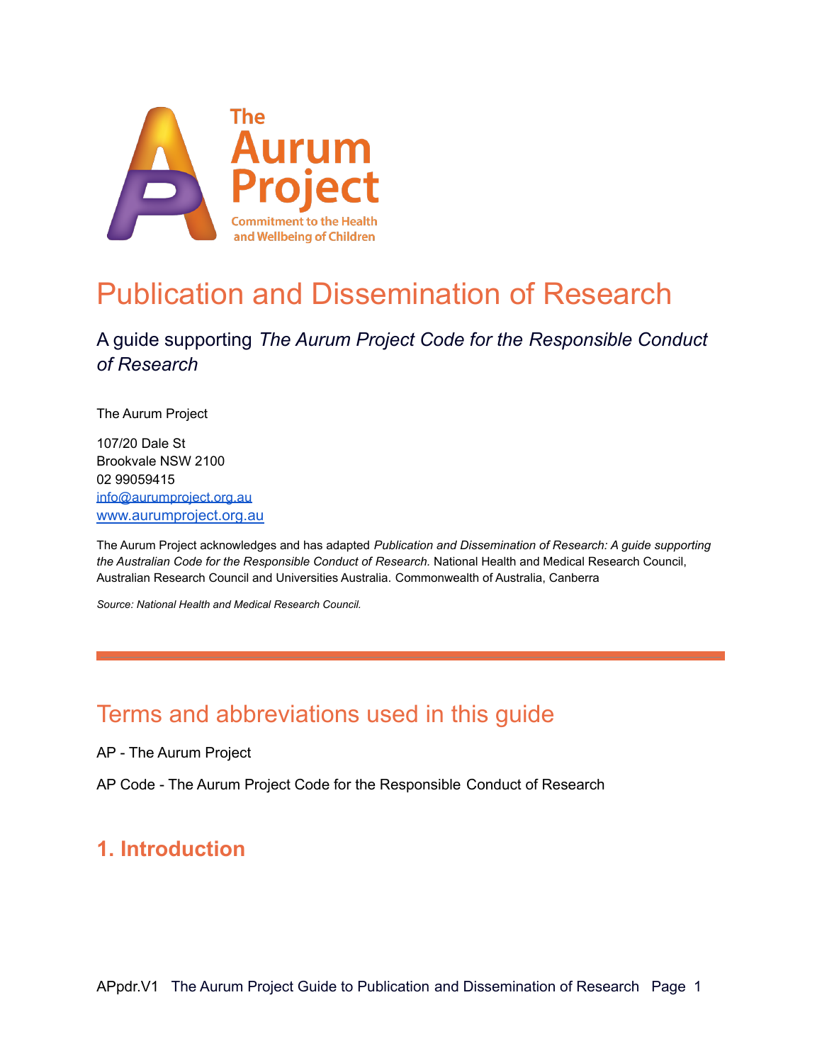# Publication and Dissemination of Research

A guide supporting *The Aurum Project Code for the Responsible Conduct of Research*

The Aurum Project

107/20 Dale St
Brookvale NSW 2100
02 99059415
info@aurumproject.org.au
www.aurumproject.org.au

The Aurum Project acknowledges and has adapted *Publication and Dissemination of Research: A guide supporting the Australian Code for the Responsible Conduct of Research.* National Health and Medical Research Council, Australian Research Council and Universities Australia. Commonwealth of Australia, Canberra

*Source: National Health and Medical Research Council.*

---

## Terms and abbreviations used in this guide

AP - The Aurum Project

AP Code - The Aurum Project Code for the Responsible Conduct of Research

## 1. Introduction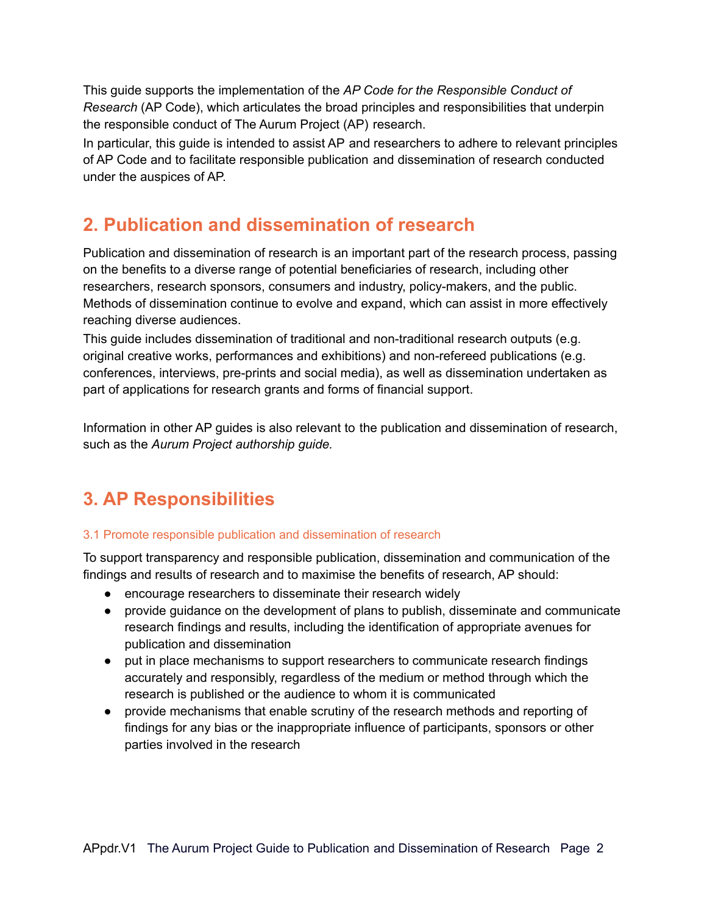This guide supports the implementation of the *AP Code for the Responsible Conduct of Research* (AP Code), which articulates the broad principles and responsibilities that underpin the responsible conduct of The Aurum Project (AP) research.

In particular, this guide is intended to assist AP and researchers to adhere to relevant principles of AP Code and to facilitate responsible publication and dissemination of research conducted under the auspices of AP.

## 2. Publication and dissemination of research

Publication and dissemination of research is an important part of the research process, passing on the benefits to a diverse range of potential beneficiaries of research, including other researchers, research sponsors, consumers and industry, policy-makers, and the public. Methods of dissemination continue to evolve and expand, which can assist in more effectively reaching diverse audiences.

This guide includes dissemination of traditional and non-traditional research outputs (e.g. original creative works, performances and exhibitions) and non-refereed publications (e.g. conferences, interviews, pre-prints and social media), as well as dissemination undertaken as part of applications for research grants and forms of financial support.

Information in other AP guides is also relevant to the publication and dissemination of research, such as the *Aurum Project authorship guide.*

## 3. AP Responsibilities

### 3.1 Promote responsible publication and dissemination of research

To support transparency and responsible publication, dissemination and communication of the findings and results of research and to maximise the benefits of research, AP should:

- encourage researchers to disseminate their research widely
- provide guidance on the development of plans to publish, disseminate and communicate research findings and results, including the identification of appropriate avenues for publication and dissemination
- put in place mechanisms to support researchers to communicate research findings accurately and responsibly, regardless of the medium or method through which the research is published or the audience to whom it is communicated
- provide mechanisms that enable scrutiny of the research methods and reporting of findings for any bias or the inappropriate influence of participants, sponsors or other parties involved in the research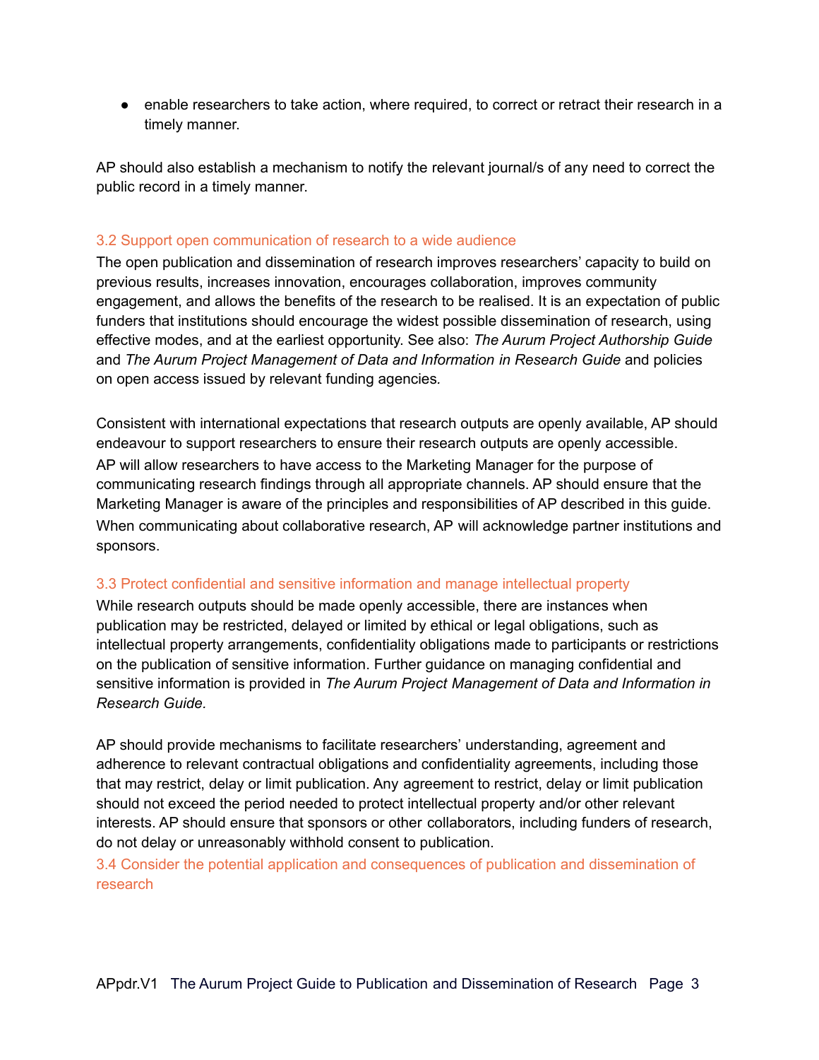- enable researchers to take action, where required, to correct or retract their research in a timely manner.

AP should also establish a mechanism to notify the relevant journal/s of any need to correct the public record in a timely manner.

### 3.2 Support open communication of research to a wide audience

The open publication and dissemination of research improves researchers' capacity to build on previous results, increases innovation, encourages collaboration, improves community engagement, and allows the benefits of the research to be realised. It is an expectation of public funders that institutions should encourage the widest possible dissemination of research, using effective modes, and at the earliest opportunity. See also: *The Aurum Project Authorship Guide* and *The Aurum Project Management of Data and Information in Research Guide* and policies on open access issued by relevant funding agencies.

Consistent with international expectations that research outputs are openly available, AP should endeavour to support researchers to ensure their research outputs are openly accessible. AP will allow researchers to have access to the Marketing Manager for the purpose of communicating research findings through all appropriate channels. AP should ensure that the Marketing Manager is aware of the principles and responsibilities of AP described in this guide. When communicating about collaborative research, AP will acknowledge partner institutions and sponsors.

### 3.3 Protect confidential and sensitive information and manage intellectual property

While research outputs should be made openly accessible, there are instances when publication may be restricted, delayed or limited by ethical or legal obligations, such as intellectual property arrangements, confidentiality obligations made to participants or restrictions on the publication of sensitive information. Further guidance on managing confidential and sensitive information is provided in *The Aurum Project Management of Data and Information in Research Guide.*

AP should provide mechanisms to facilitate researchers' understanding, agreement and adherence to relevant contractual obligations and confidentiality agreements, including those that may restrict, delay or limit publication. Any agreement to restrict, delay or limit publication should not exceed the period needed to protect intellectual property and/or other relevant interests. AP should ensure that sponsors or other collaborators, including funders of research, do not delay or unreasonably withhold consent to publication.

### 3.4 Consider the potential application and consequences of publication and dissemination of research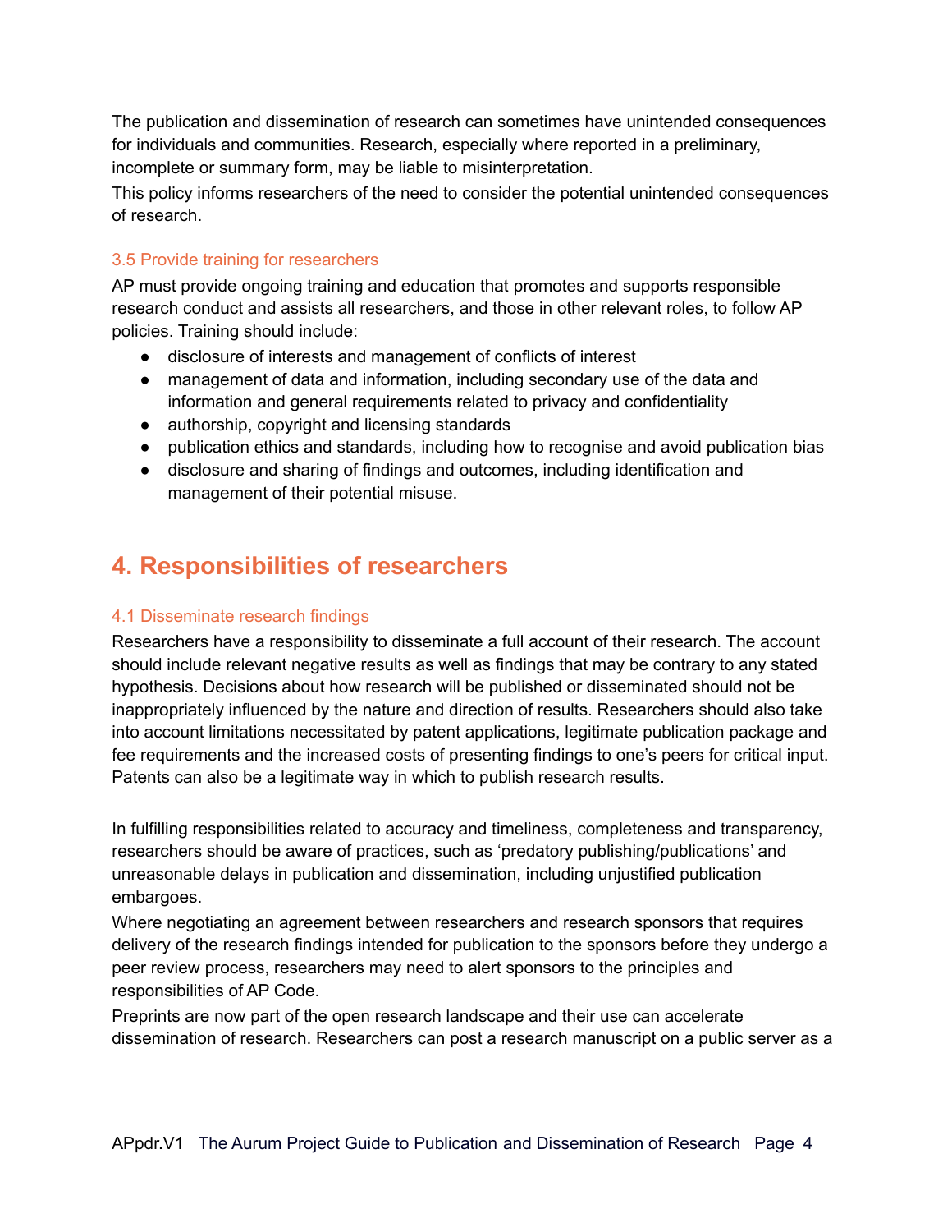The publication and dissemination of research can sometimes have unintended consequences for individuals and communities. Research, especially where reported in a preliminary, incomplete or summary form, may be liable to misinterpretation.

This policy informs researchers of the need to consider the potential unintended consequences of research.

### 3.5 Provide training for researchers

AP must provide ongoing training and education that promotes and supports responsible research conduct and assists all researchers, and those in other relevant roles, to follow AP policies. Training should include:

- disclosure of interests and management of conflicts of interest
- management of data and information, including secondary use of the data and information and general requirements related to privacy and confidentiality
- authorship, copyright and licensing standards
- publication ethics and standards, including how to recognise and avoid publication bias
- disclosure and sharing of findings and outcomes, including identification and management of their potential misuse.

## 4. Responsibilities of researchers

### 4.1 Disseminate research findings

Researchers have a responsibility to disseminate a full account of their research. The account should include relevant negative results as well as findings that may be contrary to any stated hypothesis. Decisions about how research will be published or disseminated should not be inappropriately influenced by the nature and direction of results. Researchers should also take into account limitations necessitated by patent applications, legitimate publication package and fee requirements and the increased costs of presenting findings to one's peers for critical input. Patents can also be a legitimate way in which to publish research results.

In fulfilling responsibilities related to accuracy and timeliness, completeness and transparency, researchers should be aware of practices, such as 'predatory publishing/publications' and unreasonable delays in publication and dissemination, including unjustified publication embargoes.

Where negotiating an agreement between researchers and research sponsors that requires delivery of the research findings intended for publication to the sponsors before they undergo a peer review process, researchers may need to alert sponsors to the principles and responsibilities of AP Code.

Preprints are now part of the open research landscape and their use can accelerate dissemination of research. Researchers can post a research manuscript on a public server as a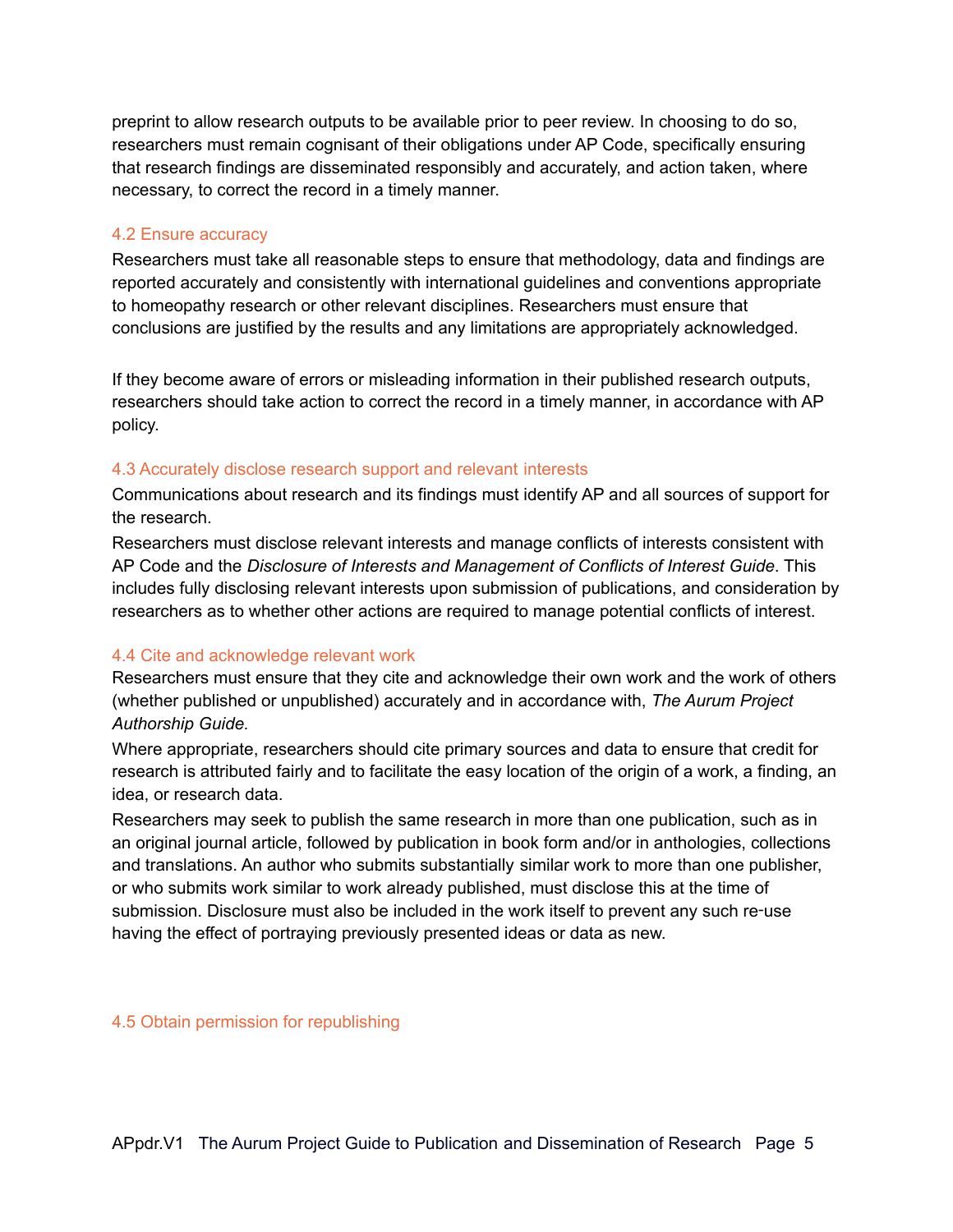preprint to allow research outputs to be available prior to peer review. In choosing to do so, researchers must remain cognisant of their obligations under AP Code, specifically ensuring that research findings are disseminated responsibly and accurately, and action taken, where necessary, to correct the record in a timely manner.

### 4.2 Ensure accuracy

Researchers must take all reasonable steps to ensure that methodology, data and findings are reported accurately and consistently with international guidelines and conventions appropriate to homeopathy research or other relevant disciplines. Researchers must ensure that conclusions are justified by the results and any limitations are appropriately acknowledged.

If they become aware of errors or misleading information in their published research outputs, researchers should take action to correct the record in a timely manner, in accordance with AP policy.

### 4.3 Accurately disclose research support and relevant interests

Communications about research and its findings must identify AP and all sources of support for the research.

Researchers must disclose relevant interests and manage conflicts of interests consistent with AP Code and the *Disclosure of Interests and Management of Conflicts of Interest Guide*. This includes fully disclosing relevant interests upon submission of publications, and consideration by researchers as to whether other actions are required to manage potential conflicts of interest.

### 4.4 Cite and acknowledge relevant work

Researchers must ensure that they cite and acknowledge their own work and the work of others (whether published or unpublished) accurately and in accordance with, *The Aurum Project Authorship Guide.*

Where appropriate, researchers should cite primary sources and data to ensure that credit for research is attributed fairly and to facilitate the easy location of the origin of a work, a finding, an idea, or research data.

Researchers may seek to publish the same research in more than one publication, such as in an original journal article, followed by publication in book form and/or in anthologies, collections and translations. An author who submits substantially similar work to more than one publisher, or who submits work similar to work already published, must disclose this at the time of submission. Disclosure must also be included in the work itself to prevent any such re-use having the effect of portraying previously presented ideas or data as new.

### 4.5 Obtain permission for republishing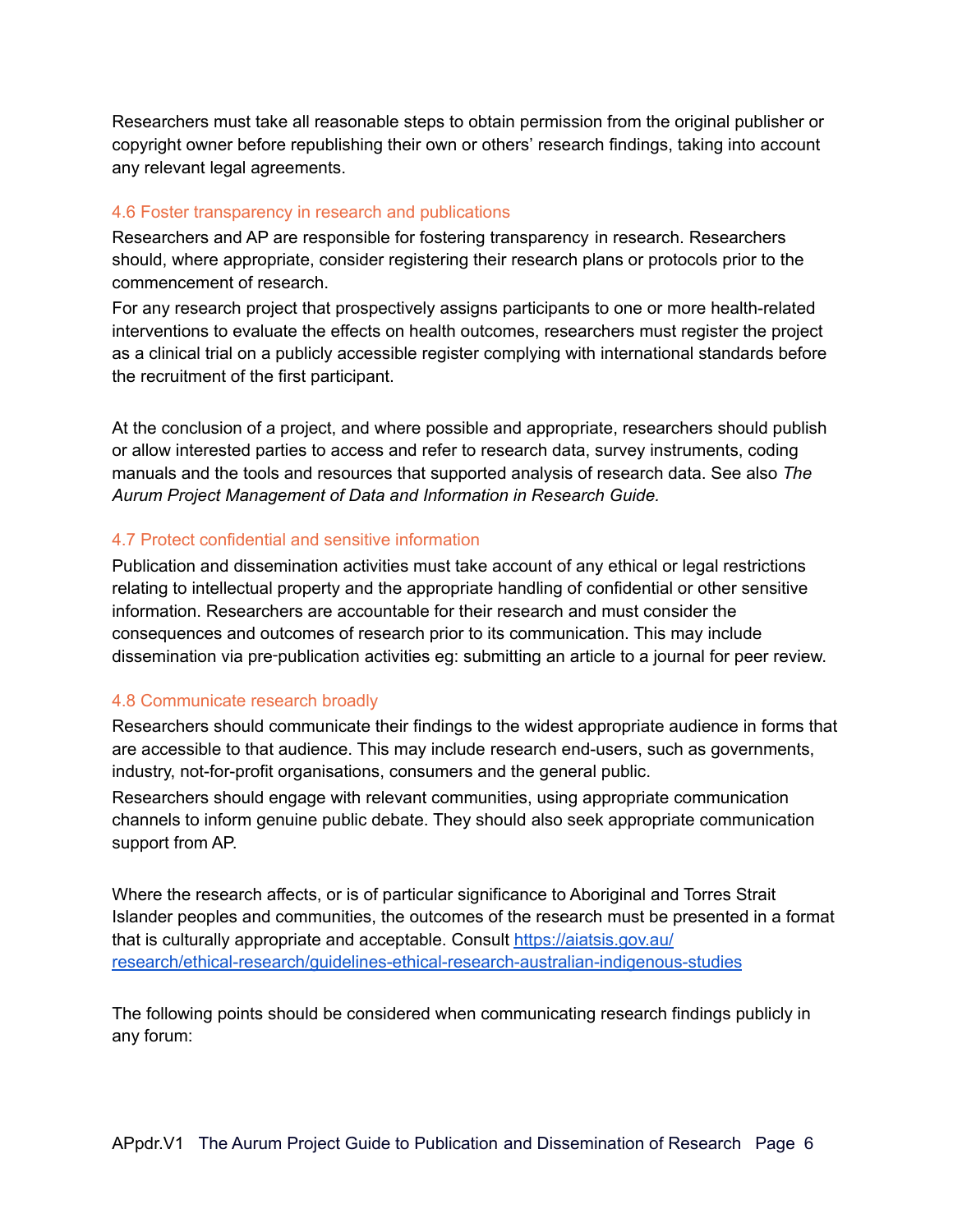Researchers must take all reasonable steps to obtain permission from the original publisher or copyright owner before republishing their own or others' research findings, taking into account any relevant legal agreements.

### 4.6 Foster transparency in research and publications

Researchers and AP are responsible for fostering transparency in research. Researchers should, where appropriate, consider registering their research plans or protocols prior to the commencement of research.

For any research project that prospectively assigns participants to one or more health-related interventions to evaluate the effects on health outcomes, researchers must register the project as a clinical trial on a publicly accessible register complying with international standards before the recruitment of the first participant.

At the conclusion of a project, and where possible and appropriate, researchers should publish or allow interested parties to access and refer to research data, survey instruments, coding manuals and the tools and resources that supported analysis of research data. See also *The Aurum Project Management of Data and Information in Research Guide.*

### 4.7 Protect confidential and sensitive information

Publication and dissemination activities must take account of any ethical or legal restrictions relating to intellectual property and the appropriate handling of confidential or other sensitive information. Researchers are accountable for their research and must consider the consequences and outcomes of research prior to its communication. This may include dissemination via pre-publication activities eg: submitting an article to a journal for peer review.

### 4.8 Communicate research broadly

Researchers should communicate their findings to the widest appropriate audience in forms that are accessible to that audience. This may include research end-users, such as governments, industry, not-for-profit organisations, consumers and the general public.

Researchers should engage with relevant communities, using appropriate communication channels to inform genuine public debate. They should also seek appropriate communication support from AP.

Where the research affects, or is of particular significance to Aboriginal and Torres Strait Islander peoples and communities, the outcomes of the research must be presented in a format that is culturally appropriate and acceptable. Consult [https://aiatsis.gov.au/research/ethical-research/guidelines-ethical-research-australian-indigenous-studies](https://aiatsis.gov.au/research/ethical-research/guidelines-ethical-research-australian-indigenous-studies)

The following points should be considered when communicating research findings publicly in any forum: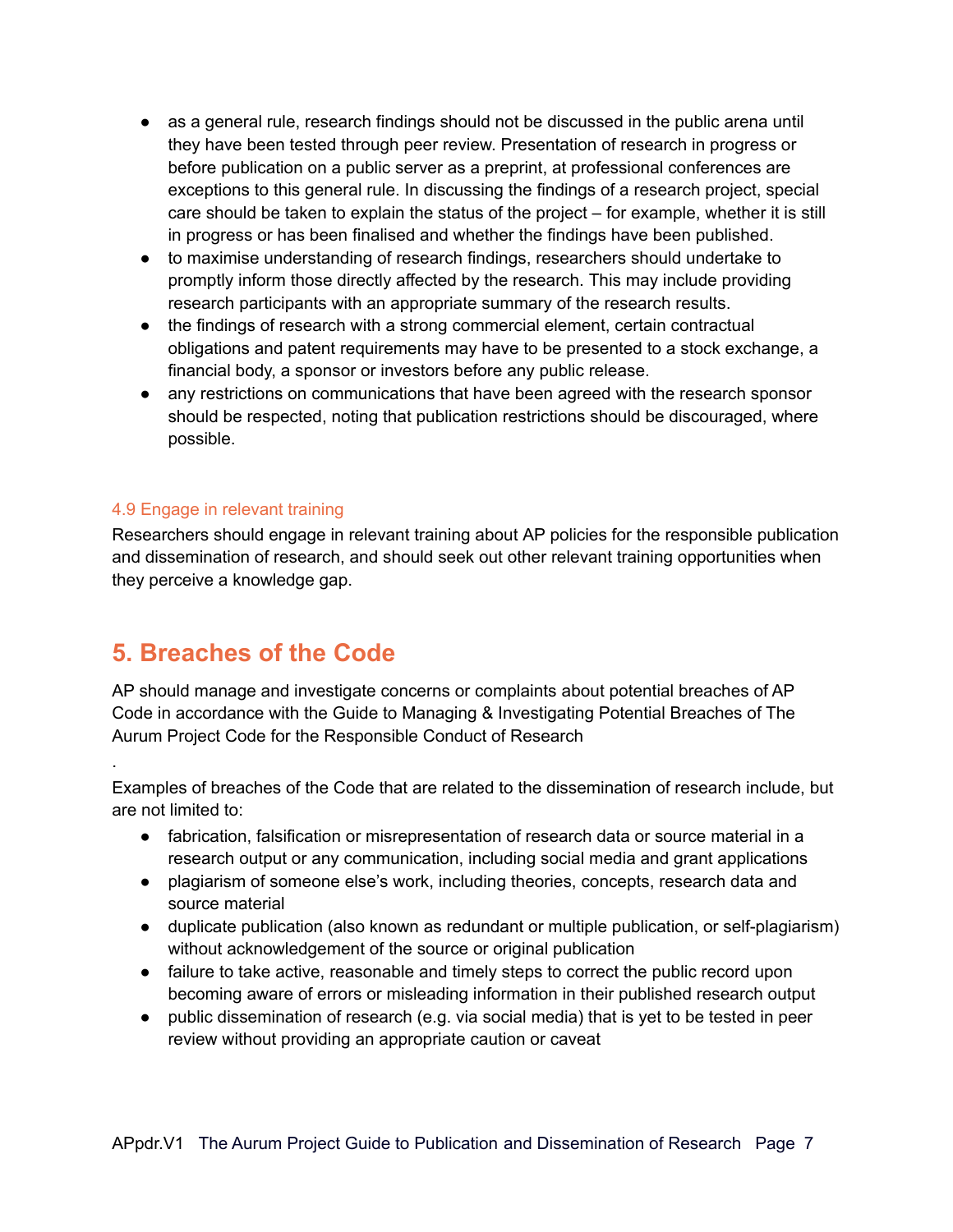- as a general rule, research findings should not be discussed in the public arena until they have been tested through peer review. Presentation of research in progress or before publication on a public server as a preprint, at professional conferences are exceptions to this general rule. In discussing the findings of a research project, special care should be taken to explain the status of the project – for example, whether it is still in progress or has been finalised and whether the findings have been published.
- to maximise understanding of research findings, researchers should undertake to promptly inform those directly affected by the research. This may include providing research participants with an appropriate summary of the research results.
- the findings of research with a strong commercial element, certain contractual obligations and patent requirements may have to be presented to a stock exchange, a financial body, a sponsor or investors before any public release.
- any restrictions on communications that have been agreed with the research sponsor should be respected, noting that publication restrictions should be discouraged, where possible.

### 4.9 Engage in relevant training

Researchers should engage in relevant training about AP policies for the responsible publication and dissemination of research, and should seek out other relevant training opportunities when they perceive a knowledge gap.

## 5. Breaches of the Code

AP should manage and investigate concerns or complaints about potential breaches of AP Code in accordance with the Guide to Managing & Investigating Potential Breaches of The Aurum Project Code for the Responsible Conduct of Research

.

Examples of breaches of the Code that are related to the dissemination of research include, but are not limited to:

- fabrication, falsification or misrepresentation of research data or source material in a research output or any communication, including social media and grant applications
- plagiarism of someone else's work, including theories, concepts, research data and source material
- duplicate publication (also known as redundant or multiple publication, or self-plagiarism) without acknowledgement of the source or original publication
- failure to take active, reasonable and timely steps to correct the public record upon becoming aware of errors or misleading information in their published research output
- public dissemination of research (e.g. via social media) that is yet to be tested in peer review without providing an appropriate caution or caveat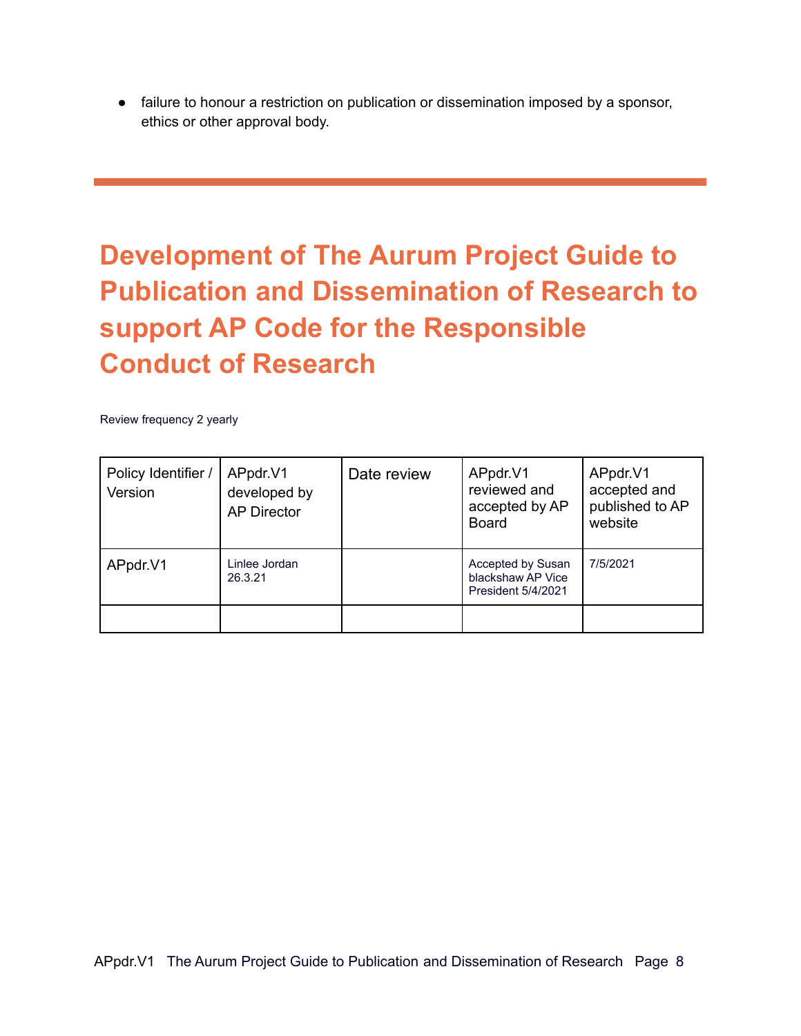- failure to honour a restriction on publication or dissemination imposed by a sponsor, ethics or other approval body.

---

# Development of The Aurum Project Guide to Publication and Dissemination of Research to support AP Code for the Responsible Conduct of Research

Review frequency 2 yearly

| Policy Identifier / Version | APpdr.V1 developed by AP Director | Date review | APpdr.V1 reviewed and accepted by AP Board | APpdr.V1 accepted and published to AP website |
|---|---|---|---|---|
| APpdr.V1 | Linlee Jordan 26.3.21 | | Accepted by Susan blackshaw AP Vice President 5/4/2021 | 7/5/2021 |
| | | | | |